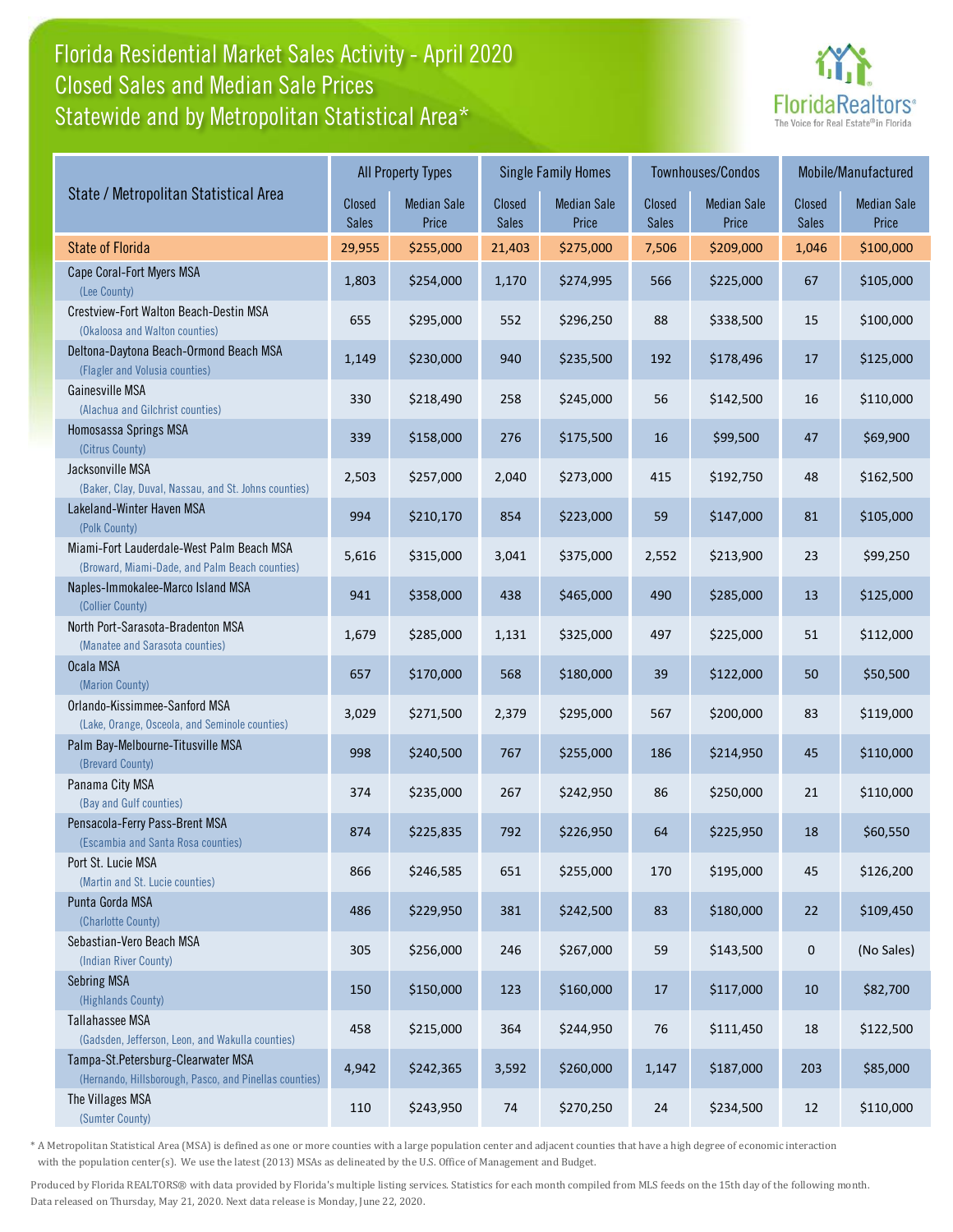# Florida Residential Market Sales Activity - April 2020
## Closed Sales and Median Sale Prices
## Statewide and by Metropolitan Statistical Area*

FloridaRealtors® The Voice for Real Estate® in Florida

| State / Metropolitan Statistical Area | All Property Types | | Single Family Homes | | Townhouses/Condos | | Mobile/Manufactured | |
|---|---|---|---|---|---|---|---|---|
| | Closed Sales | Median Sale Price | Closed Sales | Median Sale Price | Closed Sales | Median Sale Price | Closed Sales | Median Sale Price |
| State of Florida | 29,955 | $255,000 | 21,403 | $275,000 | 7,506 | $209,000 | 1,046 | $100,000 |
| Cape Coral-Fort Myers MSA (Lee County) | 1,803 | $254,000 | 1,170 | $274,995 | 566 | $225,000 | 67 | $105,000 |
| Crestview-Fort Walton Beach-Destin MSA (Okaloosa and Walton counties) | 655 | $295,000 | 552 | $296,250 | 88 | $338,500 | 15 | $100,000 |
| Deltona-Daytona Beach-Ormond Beach MSA (Flagler and Volusia counties) | 1,149 | $230,000 | 940 | $235,500 | 192 | $178,496 | 17 | $125,000 |
| Gainesville MSA (Alachua and Gilchrist counties) | 330 | $218,490 | 258 | $245,000 | 56 | $142,500 | 16 | $110,000 |
| Homosassa Springs MSA (Citrus County) | 339 | $158,000 | 276 | $175,500 | 16 | $99,500 | 47 | $69,900 |
| Jacksonville MSA (Baker, Clay, Duval, Nassau, and St. Johns counties) | 2,503 | $257,000 | 2,040 | $273,000 | 415 | $192,750 | 48 | $162,500 |
| Lakeland-Winter Haven MSA (Polk County) | 994 | $210,170 | 854 | $223,000 | 59 | $147,000 | 81 | $105,000 |
| Miami-Fort Lauderdale-West Palm Beach MSA (Broward, Miami-Dade, and Palm Beach counties) | 5,616 | $315,000 | 3,041 | $375,000 | 2,552 | $213,900 | 23 | $99,250 |
| Naples-Immokalee-Marco Island MSA (Collier County) | 941 | $358,000 | 438 | $465,000 | 490 | $285,000 | 13 | $125,000 |
| North Port-Sarasota-Bradenton MSA (Manatee and Sarasota counties) | 1,679 | $285,000 | 1,131 | $325,000 | 497 | $225,000 | 51 | $112,000 |
| Ocala MSA (Marion County) | 657 | $170,000 | 568 | $180,000 | 39 | $122,000 | 50 | $50,500 |
| Orlando-Kissimmee-Sanford MSA (Lake, Orange, Osceola, and Seminole counties) | 3,029 | $271,500 | 2,379 | $295,000 | 567 | $200,000 | 83 | $119,000 |
| Palm Bay-Melbourne-Titusville MSA (Brevard County) | 998 | $240,500 | 767 | $255,000 | 186 | $214,950 | 45 | $110,000 |
| Panama City MSA (Bay and Gulf counties) | 374 | $235,000 | 267 | $242,950 | 86 | $250,000 | 21 | $110,000 |
| Pensacola-Ferry Pass-Brent MSA (Escambia and Santa Rosa counties) | 874 | $225,835 | 792 | $226,950 | 64 | $225,950 | 18 | $60,550 |
| Port St. Lucie MSA (Martin and St. Lucie counties) | 866 | $246,585 | 651 | $255,000 | 170 | $195,000 | 45 | $126,200 |
| Punta Gorda MSA (Charlotte County) | 486 | $229,950 | 381 | $242,500 | 83 | $180,000 | 22 | $109,450 |
| Sebastian-Vero Beach MSA (Indian River County) | 305 | $256,000 | 246 | $267,000 | 59 | $143,500 | 0 | (No Sales) |
| Sebring MSA (Highlands County) | 150 | $150,000 | 123 | $160,000 | 17 | $117,000 | 10 | $82,700 |
| Tallahassee MSA (Gadsden, Jefferson, Leon, and Wakulla counties) | 458 | $215,000 | 364 | $244,950 | 76 | $111,450 | 18 | $122,500 |
| Tampa-St.Petersburg-Clearwater MSA (Hernando, Hillsborough, Pasco, and Pinellas counties) | 4,942 | $242,365 | 3,592 | $260,000 | 1,147 | $187,000 | 203 | $85,000 |
| The Villages MSA (Sumter County) | 110 | $243,950 | 74 | $270,250 | 24 | $234,500 | 12 | $110,000 |

* A Metropolitan Statistical Area (MSA) is defined as one or more counties with a large population center and adjacent counties that have a high degree of economic interaction with the population center(s). We use the latest (2013) MSAs as delineated by the U.S. Office of Management and Budget.

Produced by Florida REALTORS® with data provided by Florida's multiple listing services. Statistics for each month compiled from MLS feeds on the 15th day of the following month. Data released on Thursday, May 21, 2020. Next data release is Monday, June 22, 2020.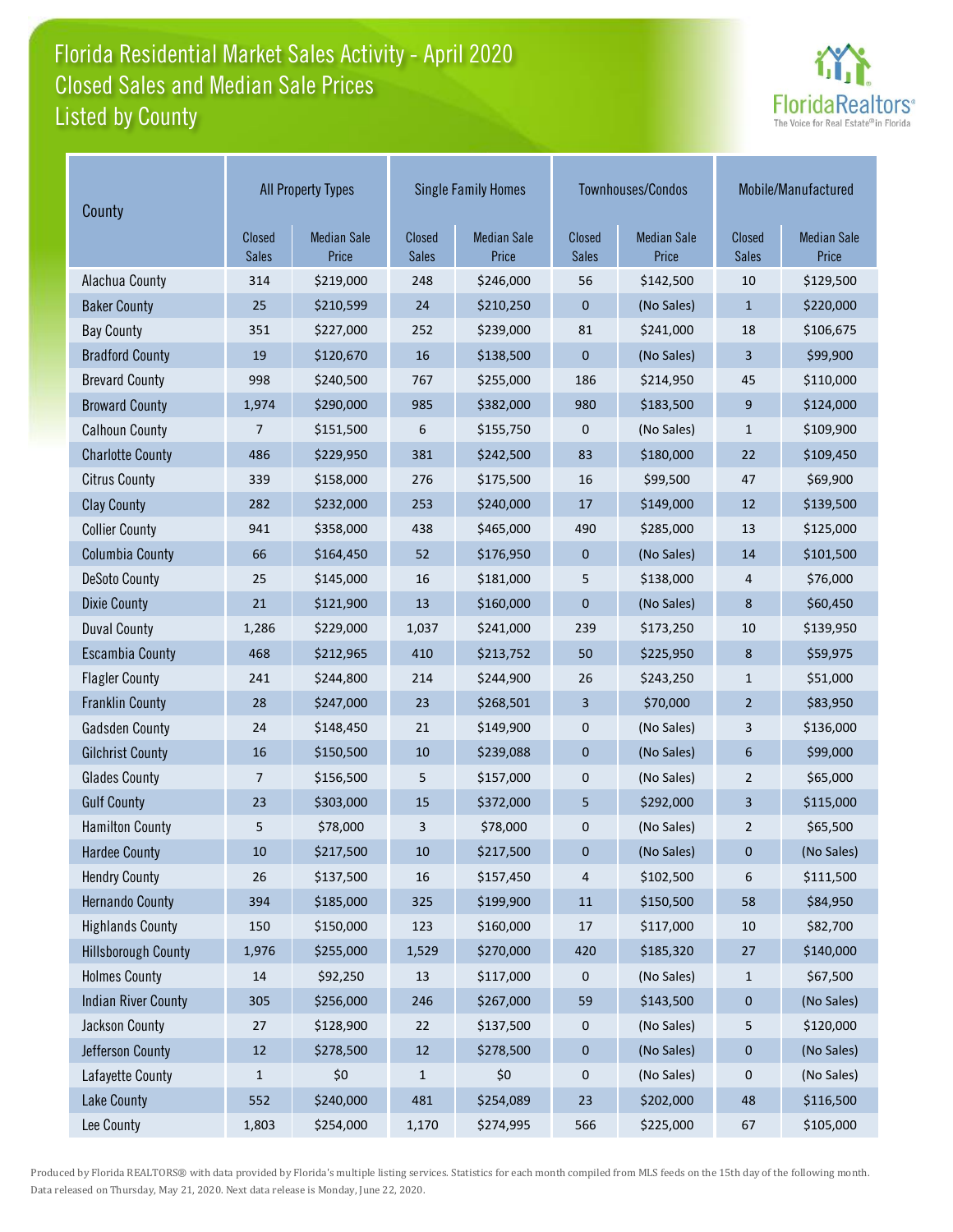# Florida Residential Market Sales Activity - April 2020
## Closed Sales and Median Sale Prices
## Listed by County

| County | All Property Types | | Single Family Homes | | Townhouses/Condos | | Mobile/Manufactured | |
|---|---|---|---|---|---|---|---|---|
| | Closed Sales | Median Sale Price | Closed Sales | Median Sale Price | Closed Sales | Median Sale Price | Closed Sales | Median Sale Price |
| Alachua County | 314 | $219,000 | 248 | $246,000 | 56 | $142,500 | 10 | $129,500 |
| Baker County | 25 | $210,599 | 24 | $210,250 | 0 | (No Sales) | 1 | $220,000 |
| Bay County | 351 | $227,000 | 252 | $239,000 | 81 | $241,000 | 18 | $106,675 |
| Bradford County | 19 | $120,670 | 16 | $138,500 | 0 | (No Sales) | 3 | $99,900 |
| Brevard County | 998 | $240,500 | 767 | $255,000 | 186 | $214,950 | 45 | $110,000 |
| Broward County | 1,974 | $290,000 | 985 | $382,000 | 980 | $183,500 | 9 | $124,000 |
| Calhoun County | 7 | $151,500 | 6 | $155,750 | 0 | (No Sales) | 1 | $109,900 |
| Charlotte County | 486 | $229,950 | 381 | $242,500 | 83 | $180,000 | 22 | $109,450 |
| Citrus County | 339 | $158,000 | 276 | $175,500 | 16 | $99,500 | 47 | $69,900 |
| Clay County | 282 | $232,000 | 253 | $240,000 | 17 | $149,000 | 12 | $139,500 |
| Collier County | 941 | $358,000 | 438 | $465,000 | 490 | $285,000 | 13 | $125,000 |
| Columbia County | 66 | $164,450 | 52 | $176,950 | 0 | (No Sales) | 14 | $101,500 |
| DeSoto County | 25 | $145,000 | 16 | $181,000 | 5 | $138,000 | 4 | $76,000 |
| Dixie County | 21 | $121,900 | 13 | $160,000 | 0 | (No Sales) | 8 | $60,450 |
| Duval County | 1,286 | $229,000 | 1,037 | $241,000 | 239 | $173,250 | 10 | $139,950 |
| Escambia County | 468 | $212,965 | 410 | $213,752 | 50 | $225,950 | 8 | $59,975 |
| Flagler County | 241 | $244,800 | 214 | $244,900 | 26 | $243,250 | 1 | $51,000 |
| Franklin County | 28 | $247,000 | 23 | $268,501 | 3 | $70,000 | 2 | $83,950 |
| Gadsden County | 24 | $148,450 | 21 | $149,900 | 0 | (No Sales) | 3 | $136,000 |
| Gilchrist County | 16 | $150,500 | 10 | $239,088 | 0 | (No Sales) | 6 | $99,000 |
| Glades County | 7 | $156,500 | 5 | $157,000 | 0 | (No Sales) | 2 | $65,000 |
| Gulf County | 23 | $303,000 | 15 | $372,000 | 5 | $292,000 | 3 | $115,000 |
| Hamilton County | 5 | $78,000 | 3 | $78,000 | 0 | (No Sales) | 2 | $65,500 |
| Hardee County | 10 | $217,500 | 10 | $217,500 | 0 | (No Sales) | 0 | (No Sales) |
| Hendry County | 26 | $137,500 | 16 | $157,450 | 4 | $102,500 | 6 | $111,500 |
| Hernando County | 394 | $185,000 | 325 | $199,900 | 11 | $150,500 | 58 | $84,950 |
| Highlands County | 150 | $150,000 | 123 | $160,000 | 17 | $117,000 | 10 | $82,700 |
| Hillsborough County | 1,976 | $255,000 | 1,529 | $270,000 | 420 | $185,320 | 27 | $140,000 |
| Holmes County | 14 | $92,250 | 13 | $117,000 | 0 | (No Sales) | 1 | $67,500 |
| Indian River County | 305 | $256,000 | 246 | $267,000 | 59 | $143,500 | 0 | (No Sales) |
| Jackson County | 27 | $128,900 | 22 | $137,500 | 0 | (No Sales) | 5 | $120,000 |
| Jefferson County | 12 | $278,500 | 12 | $278,500 | 0 | (No Sales) | 0 | (No Sales) |
| Lafayette County | 1 | $0 | 1 | $0 | 0 | (No Sales) | 0 | (No Sales) |
| Lake County | 552 | $240,000 | 481 | $254,089 | 23 | $202,000 | 48 | $116,500 |
| Lee County | 1,803 | $254,000 | 1,170 | $274,995 | 566 | $225,000 | 67 | $105,000 |

Produced by Florida REALTORS® with data provided by Florida's multiple listing services. Statistics for each month compiled from MLS feeds on the 15th day of the following month. Data released on Thursday, May 21, 2020. Next data release is Monday, June 22, 2020.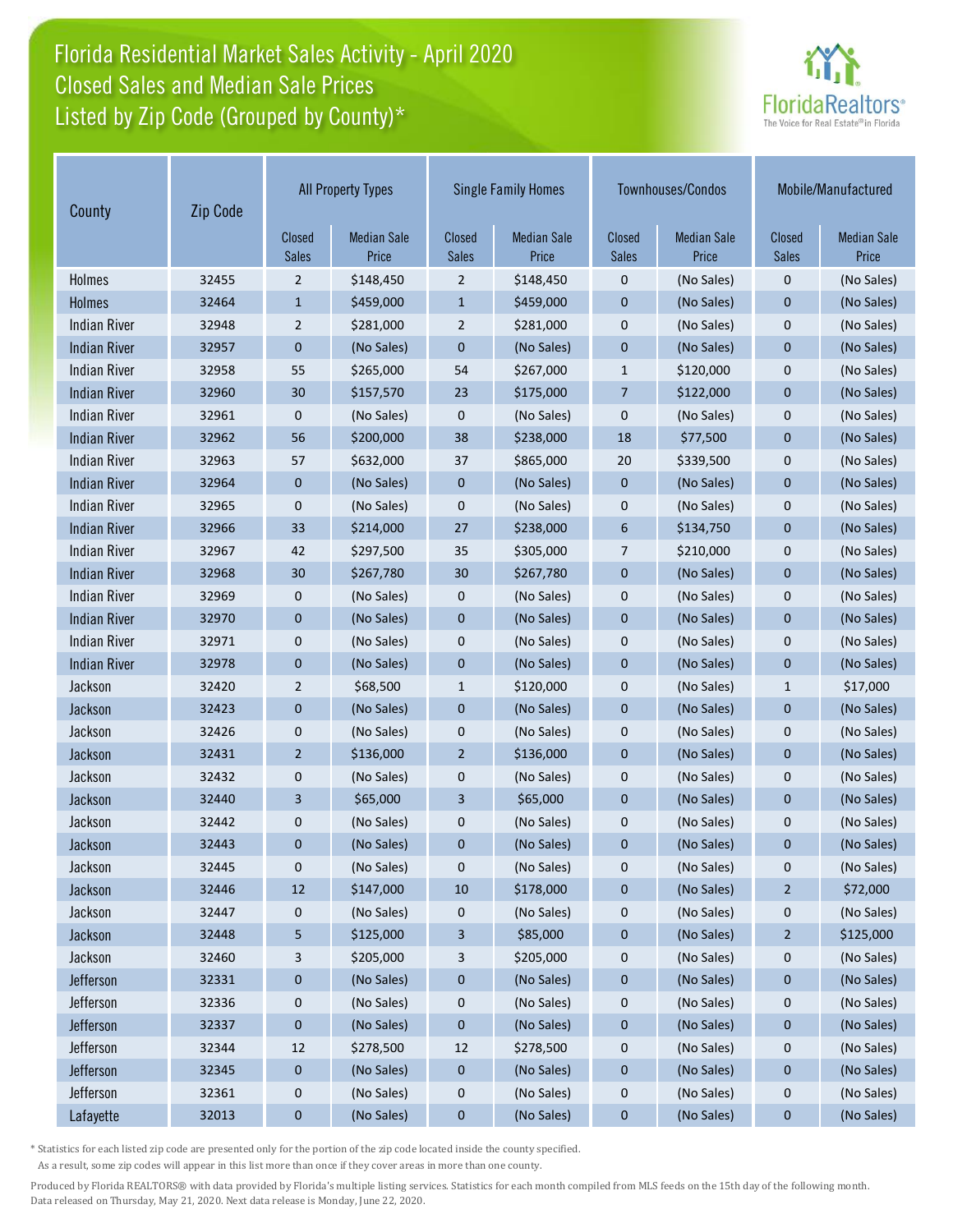# Florida Residential Market Sales Activity - April 2020
## Closed Sales and Median Sale Prices
## Listed by Zip Code (Grouped by County)*

| County | Zip Code | All Property Types | | Single Family Homes | | Townhouses/Condos | | Mobile/Manufactured | |
|---|---|---|---|---|---|---|---|---|---|
| | | Closed Sales | Median Sale Price | Closed Sales | Median Sale Price | Closed Sales | Median Sale Price | Closed Sales | Median Sale Price |
| Holmes | 32455 | 2 | $148,450 | 2 | $148,450 | 0 | (No Sales) | 0 | (No Sales) |
| Holmes | 32464 | 1 | $459,000 | 1 | $459,000 | 0 | (No Sales) | 0 | (No Sales) |
| Indian River | 32948 | 2 | $281,000 | 2 | $281,000 | 0 | (No Sales) | 0 | (No Sales) |
| Indian River | 32957 | 0 | (No Sales) | 0 | (No Sales) | 0 | (No Sales) | 0 | (No Sales) |
| Indian River | 32958 | 55 | $265,000 | 54 | $267,000 | 1 | $120,000 | 0 | (No Sales) |
| Indian River | 32960 | 30 | $157,570 | 23 | $175,000 | 7 | $122,000 | 0 | (No Sales) |
| Indian River | 32961 | 0 | (No Sales) | 0 | (No Sales) | 0 | (No Sales) | 0 | (No Sales) |
| Indian River | 32962 | 56 | $200,000 | 38 | $238,000 | 18 | $77,500 | 0 | (No Sales) |
| Indian River | 32963 | 57 | $632,000 | 37 | $865,000 | 20 | $339,500 | 0 | (No Sales) |
| Indian River | 32964 | 0 | (No Sales) | 0 | (No Sales) | 0 | (No Sales) | 0 | (No Sales) |
| Indian River | 32965 | 0 | (No Sales) | 0 | (No Sales) | 0 | (No Sales) | 0 | (No Sales) |
| Indian River | 32966 | 33 | $214,000 | 27 | $238,000 | 6 | $134,750 | 0 | (No Sales) |
| Indian River | 32967 | 42 | $297,500 | 35 | $305,000 | 7 | $210,000 | 0 | (No Sales) |
| Indian River | 32968 | 30 | $267,780 | 30 | $267,780 | 0 | (No Sales) | 0 | (No Sales) |
| Indian River | 32969 | 0 | (No Sales) | 0 | (No Sales) | 0 | (No Sales) | 0 | (No Sales) |
| Indian River | 32970 | 0 | (No Sales) | 0 | (No Sales) | 0 | (No Sales) | 0 | (No Sales) |
| Indian River | 32971 | 0 | (No Sales) | 0 | (No Sales) | 0 | (No Sales) | 0 | (No Sales) |
| Indian River | 32978 | 0 | (No Sales) | 0 | (No Sales) | 0 | (No Sales) | 0 | (No Sales) |
| Jackson | 32420 | 2 | $68,500 | 1 | $120,000 | 0 | (No Sales) | 1 | $17,000 |
| Jackson | 32423 | 0 | (No Sales) | 0 | (No Sales) | 0 | (No Sales) | 0 | (No Sales) |
| Jackson | 32426 | 0 | (No Sales) | 0 | (No Sales) | 0 | (No Sales) | 0 | (No Sales) |
| Jackson | 32431 | 2 | $136,000 | 2 | $136,000 | 0 | (No Sales) | 0 | (No Sales) |
| Jackson | 32432 | 0 | (No Sales) | 0 | (No Sales) | 0 | (No Sales) | 0 | (No Sales) |
| Jackson | 32440 | 3 | $65,000 | 3 | $65,000 | 0 | (No Sales) | 0 | (No Sales) |
| Jackson | 32442 | 0 | (No Sales) | 0 | (No Sales) | 0 | (No Sales) | 0 | (No Sales) |
| Jackson | 32443 | 0 | (No Sales) | 0 | (No Sales) | 0 | (No Sales) | 0 | (No Sales) |
| Jackson | 32445 | 0 | (No Sales) | 0 | (No Sales) | 0 | (No Sales) | 0 | (No Sales) |
| Jackson | 32446 | 12 | $147,000 | 10 | $178,000 | 0 | (No Sales) | 2 | $72,000 |
| Jackson | 32447 | 0 | (No Sales) | 0 | (No Sales) | 0 | (No Sales) | 0 | (No Sales) |
| Jackson | 32448 | 5 | $125,000 | 3 | $85,000 | 0 | (No Sales) | 2 | $125,000 |
| Jackson | 32460 | 3 | $205,000 | 3 | $205,000 | 0 | (No Sales) | 0 | (No Sales) |
| Jefferson | 32331 | 0 | (No Sales) | 0 | (No Sales) | 0 | (No Sales) | 0 | (No Sales) |
| Jefferson | 32336 | 0 | (No Sales) | 0 | (No Sales) | 0 | (No Sales) | 0 | (No Sales) |
| Jefferson | 32337 | 0 | (No Sales) | 0 | (No Sales) | 0 | (No Sales) | 0 | (No Sales) |
| Jefferson | 32344 | 12 | $278,500 | 12 | $278,500 | 0 | (No Sales) | 0 | (No Sales) |
| Jefferson | 32345 | 0 | (No Sales) | 0 | (No Sales) | 0 | (No Sales) | 0 | (No Sales) |
| Jefferson | 32361 | 0 | (No Sales) | 0 | (No Sales) | 0 | (No Sales) | 0 | (No Sales) |
| Lafayette | 32013 | 0 | (No Sales) | 0 | (No Sales) | 0 | (No Sales) | 0 | (No Sales) |

\* Statistics for each listed zip code are presented only for the portion of the zip code located inside the county specified. As a result, some zip codes will appear in this list more than once if they cover areas in more than one county.

Produced by Florida REALTORS® with data provided by Florida's multiple listing services. Statistics for each month compiled from MLS feeds on the 15th day of the following month. Data released on Thursday, May 21, 2020. Next data release is Monday, June 22, 2020.